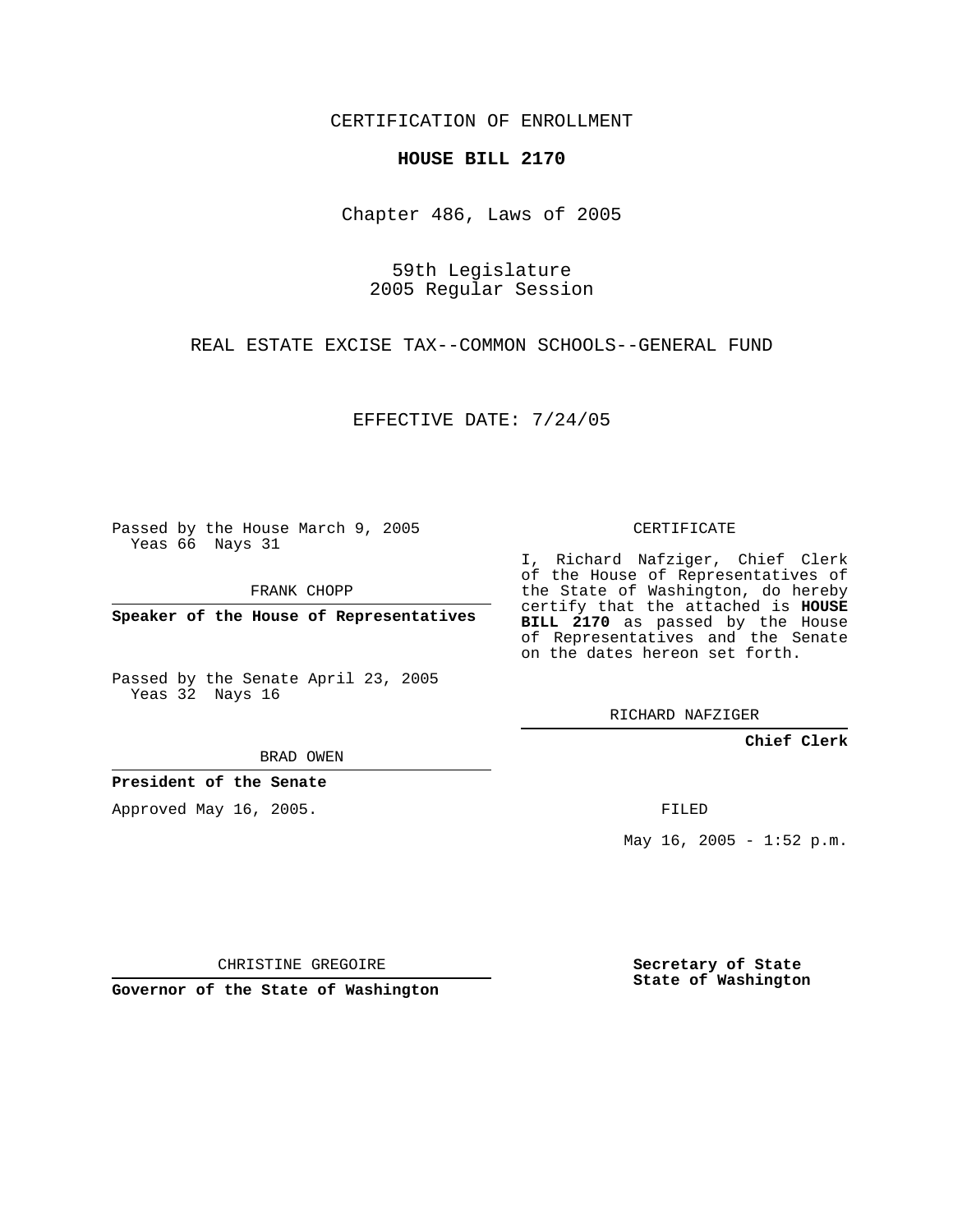CERTIFICATION OF ENROLLMENT

**HOUSE BILL 2170**

Chapter 486, Laws of 2005

59th Legislature
2005 Regular Session

REAL ESTATE EXCISE TAX--COMMON SCHOOLS--GENERAL FUND

EFFECTIVE DATE: 7/24/05

Passed by the House March 9, 2005
Yeas 66 Nays 31

FRANK CHOPP

**Speaker of the House of Representatives**

Passed by the Senate April 23, 2005
Yeas 32 Nays 16

BRAD OWEN

**President of the Senate**

Approved May 16, 2005.

CHRISTINE GREGOIRE

**Governor of the State of Washington**

CERTIFICATE

I, Richard Nafziger, Chief Clerk of the House of Representatives of the State of Washington, do hereby certify that the attached is **HOUSE BILL 2170** as passed by the House of Representatives and the Senate on the dates hereon set forth.

RICHARD NAFZIGER

**Chief Clerk**

FILED

May 16, 2005 - 1:52 p.m.

**Secretary of State**
**State of Washington**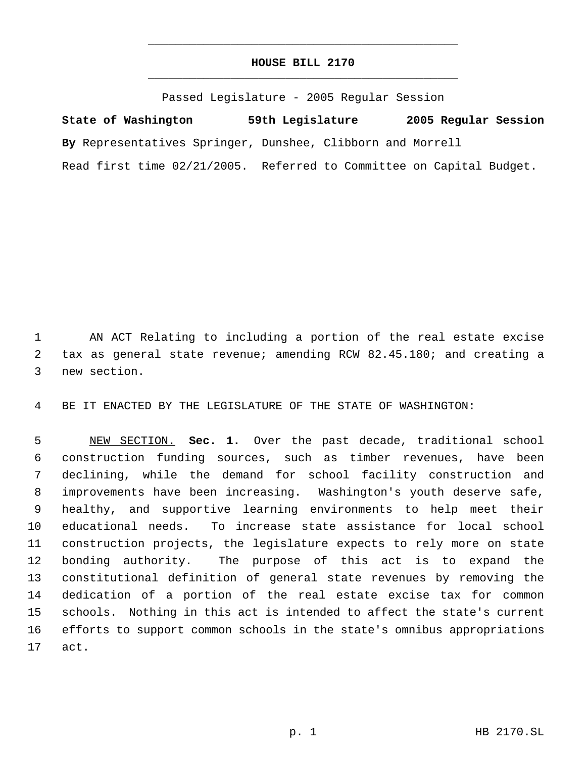# HOUSE BILL 2170

Passed Legislature - 2005 Regular Session

**State of Washington 59th Legislature 2005 Regular Session**

**By** Representatives Springer, Dunshee, Clibborn and Morrell

Read first time 02/21/2005. Referred to Committee on Capital Budget.

AN ACT Relating to including a portion of the real estate excise tax as general state revenue; amending RCW 82.45.180; and creating a new section.

BE IT ENACTED BY THE LEGISLATURE OF THE STATE OF WASHINGTON:

NEW SECTION. **Sec. 1.** Over the past decade, traditional school construction funding sources, such as timber revenues, have been declining, while the demand for school facility construction and improvements have been increasing. Washington's youth deserve safe, healthy, and supportive learning environments to help meet their educational needs. To increase state assistance for local school construction projects, the legislature expects to rely more on state bonding authority. The purpose of this act is to expand the constitutional definition of general state revenues by removing the dedication of a portion of the real estate excise tax for common schools. Nothing in this act is intended to affect the state's current efforts to support common schools in the state's omnibus appropriations act.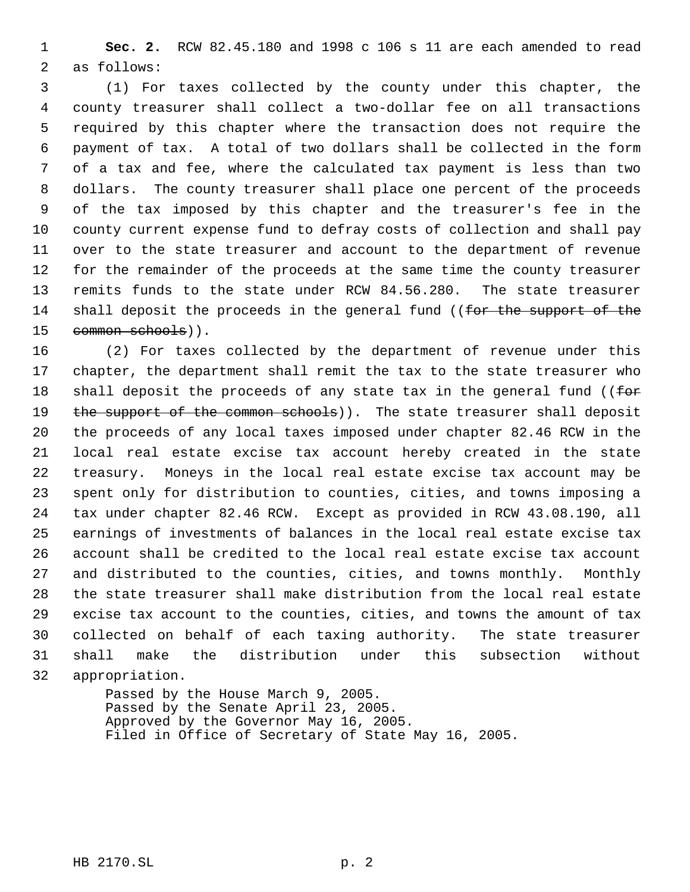**Sec. 2.** RCW 82.45.180 and 1998 c 106 s 11 are each amended to read as follows:

(1) For taxes collected by the county under this chapter, the county treasurer shall collect a two-dollar fee on all transactions required by this chapter where the transaction does not require the payment of tax. A total of two dollars shall be collected in the form of a tax and fee, where the calculated tax payment is less than two dollars. The county treasurer shall place one percent of the proceeds of the tax imposed by this chapter and the treasurer's fee in the county current expense fund to defray costs of collection and shall pay over to the state treasurer and account to the department of revenue for the remainder of the proceeds at the same time the county treasurer remits funds to the state under RCW 84.56.280. The state treasurer shall deposit the proceeds in the general fund ((~~for the support of the common schools~~)).

(2) For taxes collected by the department of revenue under this chapter, the department shall remit the tax to the state treasurer who shall deposit the proceeds of any state tax in the general fund ((~~for the support of the common schools~~)). The state treasurer shall deposit the proceeds of any local taxes imposed under chapter 82.46 RCW in the local real estate excise tax account hereby created in the state treasury. Moneys in the local real estate excise tax account may be spent only for distribution to counties, cities, and towns imposing a tax under chapter 82.46 RCW. Except as provided in RCW 43.08.190, all earnings of investments of balances in the local real estate excise tax account shall be credited to the local real estate excise tax account and distributed to the counties, cities, and towns monthly. Monthly the state treasurer shall make distribution from the local real estate excise tax account to the counties, cities, and towns the amount of tax collected on behalf of each taxing authority. The state treasurer shall make the distribution under this subsection without appropriation.

Passed by the House March 9, 2005.
Passed by the Senate April 23, 2005.
Approved by the Governor May 16, 2005.
Filed in Office of Secretary of State May 16, 2005.